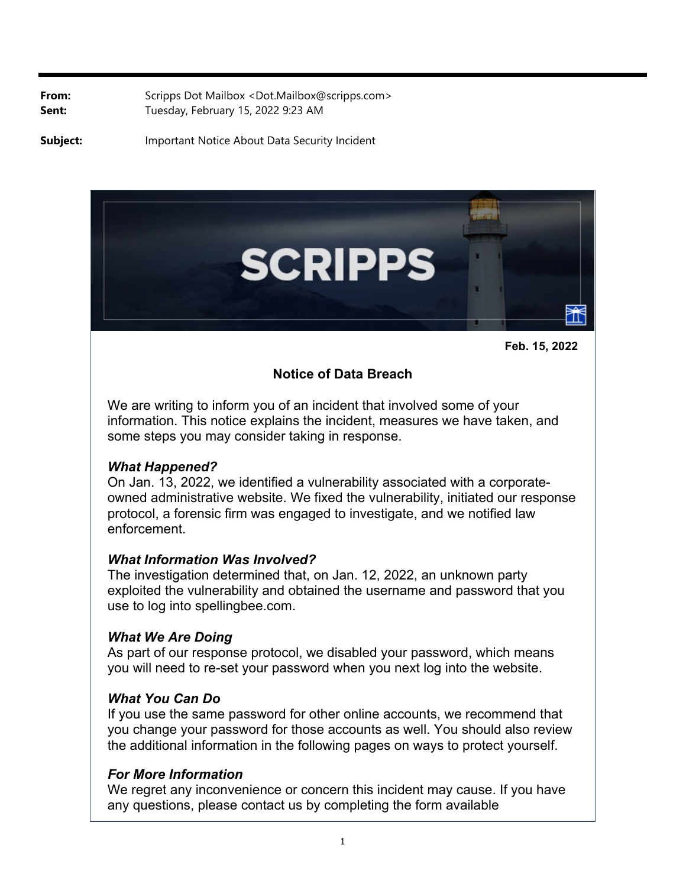**From:** Scripps Dot Mailbox <Dot.Mailbox@scripps.com>
**Sent:** Tuesday, February 15, 2022 9:23 AM

**Subject:** Important Notice About Data Security Incident

SCRIPPS

**Feb. 15, 2022**

## Notice of Data Breach

We are writing to inform you of an incident that involved some of your information. This notice explains the incident, measures we have taken, and some steps you may consider taking in response.

***What Happened?***
On Jan. 13, 2022, we identified a vulnerability associated with a corporate-owned administrative website. We fixed the vulnerability, initiated our response protocol, a forensic firm was engaged to investigate, and we notified law enforcement.

***What Information Was Involved?***
The investigation determined that, on Jan. 12, 2022, an unknown party exploited the vulnerability and obtained the username and password that you use to log into spellingbee.com.

***What We Are Doing***
As part of our response protocol, we disabled your password, which means you will need to re-set your password when you next log into the website.

***What You Can Do***
If you use the same password for other online accounts, we recommend that you change your password for those accounts as well. You should also review the additional information in the following pages on ways to protect yourself.

***For More Information***
We regret any inconvenience or concern this incident may cause. If you have any questions, please contact us by completing the form available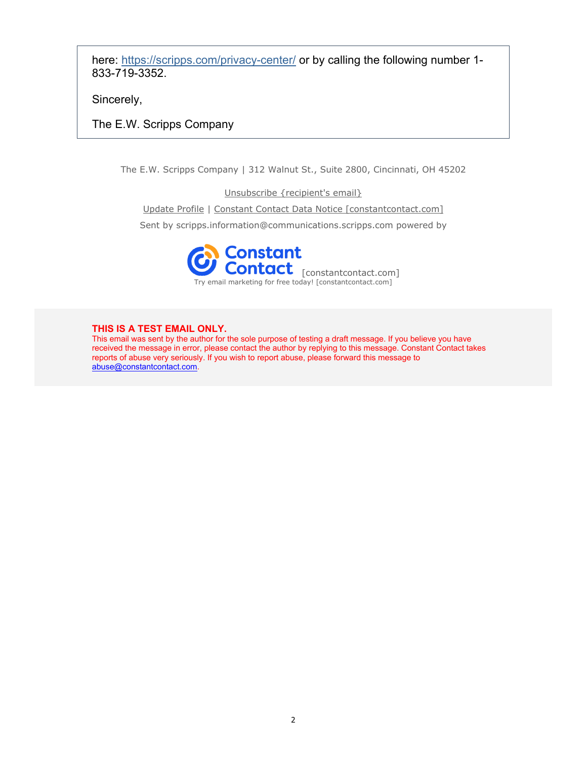here: https://scripps.com/privacy-center/ or by calling the following number 1-833-719-3352.

Sincerely,

The E.W. Scripps Company

The E.W. Scripps Company | 312 Walnut St., Suite 2800, Cincinnati, OH 45202

Unsubscribe {recipient's email}

Update Profile | Constant Contact Data Notice [constantcontact.com]

Sent by scripps.information@communications.scripps.com powered by

Constant Contact [constantcontact.com]

Try email marketing for free today! [constantcontact.com]

**THIS IS A TEST EMAIL ONLY.**

This email was sent by the author for the sole purpose of testing a draft message. If you believe you have received the message in error, please contact the author by replying to this message. Constant Contact takes reports of abuse very seriously. If you wish to report abuse, please forward this message to abuse@constantcontact.com.